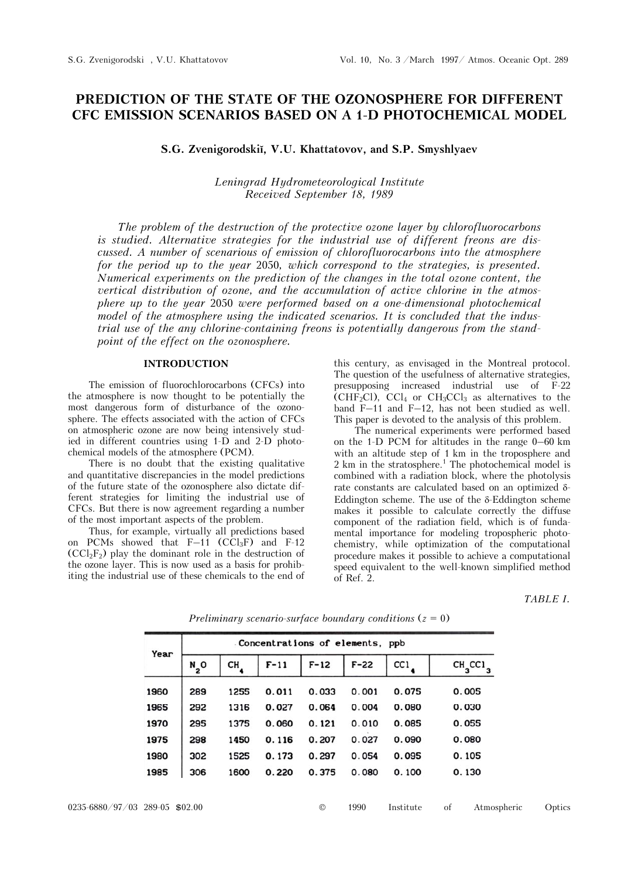# PREDICTION OF THE STATE OF THE OZONOSPHERE FOR DIFFERENT CFC EMISSION SCENARIOS BASED ON A 1-D PHOTOCHEMICAL MODEL

**S.G. Zvenigorodskiĭ, V.U. Khattatovov, and S.P. Smyshlyaev**

*Leningrad Hydrometeorological Institute*
*Received September 18, 1989*

*The problem of the destruction of the protective ozone layer by chlorofluorocarbons is studied. Alternative strategies for the industrial use of different freons are discussed. A number of scenarious of emission of chlorofluorocarbons into the atmosphere for the period up to the year 2050, which correspond to the strategies, is presented. Numerical experiments on the prediction of the changes in the total ozone content, the vertical distribution of ozone, and the accumulation of active chlorine in the atmosphere up to the year 2050 were performed based on a one-dimensional photochemical model of the atmosphere using the indicated scenarios. It is concluded that the industrial use of the any chlorine-containing freons is potentially dangerous from the standpoint of the effect on the ozonosphere.*

## INTRODUCTION

The emission of fluorochlorocarbons (CFCs) into the atmosphere is now thought to be potentially the most dangerous form of disturbance of the ozonosphere. The effects associated with the action of CFCs on atmospheric ozone are now being intensively studied in different countries using 1-D and 2-D photochemical models of the atmosphere (PCM).

There is no doubt that the existing qualitative and quantitative discrepancies in the model predictions of the future state of the ozonosphere also dictate different strategies for limiting the industrial use of CFCs. But there is now agreement regarding a number of the most important aspects of the problem.

Thus, for example, virtually all predictions based on PCMs showed that F–11 ($CCl_3F$) and F-12 ($CCl_2F_2$) play the dominant role in the destruction of the ozone layer. This is now used as a basis for prohibiting the industrial use of these chemicals to the end of this century, as envisaged in the Montreal protocol. The question of the usefulness of alternative strategies, presupposing increased industrial use of F-22 ($CHF_2Cl$), $CCl_4$ or $CH_3CCl_3$ as alternatives to the band F–11 and F–12, has not been studied as well. This paper is devoted to the analysis of this problem.

The numerical experiments were performed based on the 1-D PCM for altitudes in the range 0–60 km with an altitude step of 1 km in the troposphere and 2 km in the stratosphere.[1] The photochemical model is combined with a radiation block, where the photolysis rate constants are calculated based on an optimized δ-Eddington scheme. The use of the δ-Eddington scheme makes it possible to calculate correctly the diffuse component of the radiation field, which is of fundamental importance for modeling tropospheric photochemistry, while optimization of the computational procedure makes it possible to achieve a computational speed equivalent to the well-known simplified method of Ref. 2.

TABLE I.

*Preliminary scenario-surface boundary conditions ($z = 0$)*

| Year | Concentrations of elements, ppb | | | | | | |
|---|---|---|---|---|---|---|---|
| | $N_2O$ | $CH_4$ | F-11 | F-12 | F-22 | $CCl_4$ | $CH_3CCl_3$ |
| 1960 | 289 | 1255 | 0.011 | 0.033 | 0.001 | 0.075 | 0.005 |
| 1965 | 292 | 1316 | 0.027 | 0.064 | 0.004 | 0.080 | 0.030 |
| 1970 | 295 | 1375 | 0.060 | 0.121 | 0.010 | 0.085 | 0.055 |
| 1975 | 298 | 1450 | 0.116 | 0.207 | 0.027 | 0.090 | 0.080 |
| 1980 | 302 | 1525 | 0.173 | 0.297 | 0.054 | 0.095 | 0.105 |
| 1985 | 306 | 1600 | 0.220 | 0.375 | 0.080 | 0.100 | 0.130 |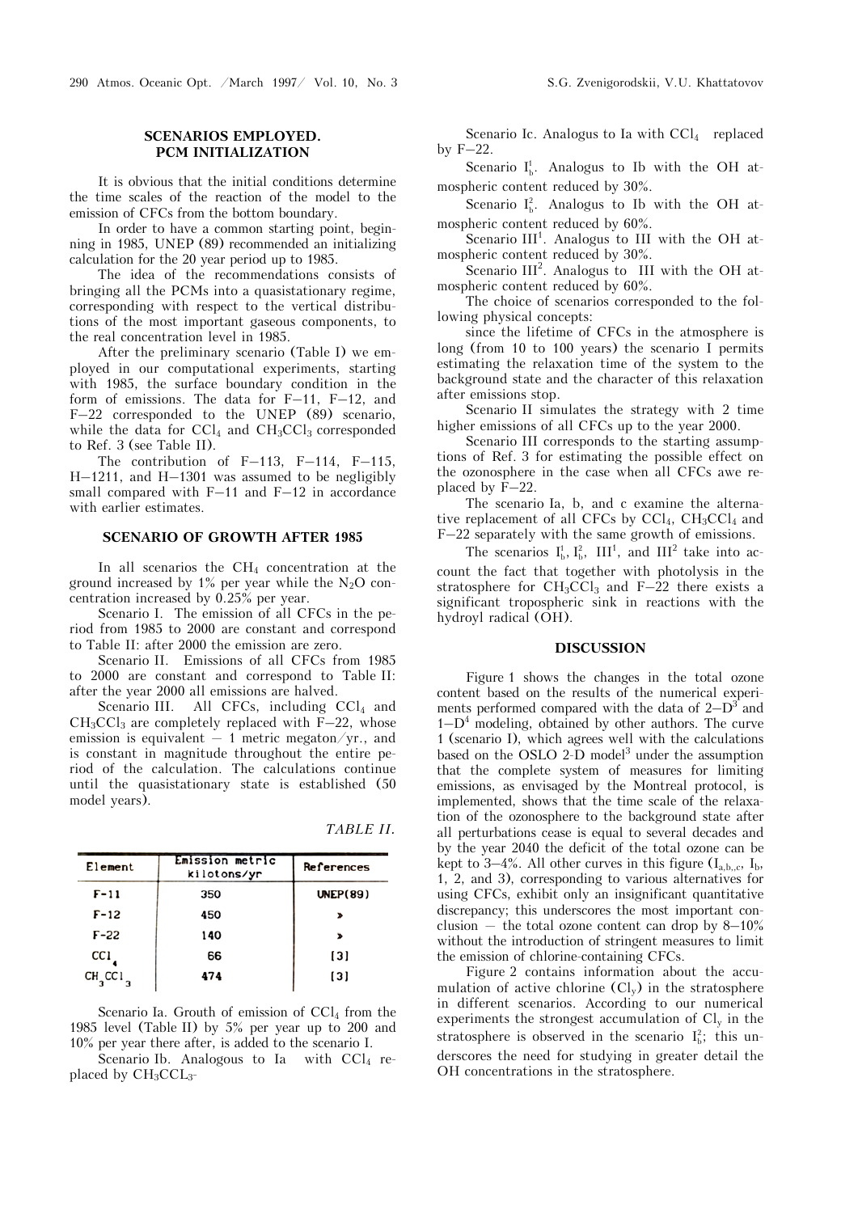## SCENARIOS EMPLOYED. PCM INITIALIZATION

It is obvious that the initial conditions determine the time scales of the reaction of the model to the emission of CFCs from the bottom boundary.

In order to have a common starting point, beginning in 1985, UNEP (89) recommended an initializing calculation for the 20 year period up to 1985.

The idea of the recommendations consists of bringing all the PCMs into a quasistationary regime, corresponding with respect to the vertical distributions of the most important gaseous components, to the real concentration level in 1985.

After the preliminary scenario (Table I) we employed in our computational experiments, starting with 1985, the surface boundary condition in the form of emissions. The data for F–11, F–12, and F–22 corresponded to the UNEP (89) scenario, while the data for $CCl_4$ and $CH_3CCl_3$ corresponded to Ref. 3 (see Table II).

The contribution of F–113, F–114, F–115, H–1211, and H–1301 was assumed to be negligibly small compared with F–11 and F–12 in accordance with earlier estimates.

## SCENARIO OF GROWTH AFTER 1985

In all scenarios the $CH_4$ concentration at the ground increased by 1% per year while the $N_2O$ concentration increased by 0.25% per year.

Scenario I. The emission of all CFCs in the period from 1985 to 2000 are constant and correspond to Table II: after 2000 the emission are zero.

Scenario II. Emissions of all CFCs from 1985 to 2000 are constant and correspond to Table II: after the year 2000 all emissions are halved.

Scenario III. All CFCs, including $CCl_4$ and $CH_3CCl_3$ are completely replaced with F–22, whose emission is equivalent – 1 metric megaton/yr., and is constant in magnitude throughout the entire period of the calculation. The calculations continue until the quasistationary state is established (50 model years).

*TABLE II.*

| Element | Emission metric kilotons/yr | References |
|---|---|---|
| F-11 | 350 | UNEP(89) |
| F-12 | 450 | » |
| F-22 | 140 | » |
| $CCl_4$ | 66 | [3] |
| $CH_3CCl_3$ | 474 | [3] |

Scenario Ia. Grouth of emission of $CCl_4$ from the 1985 level (Table II) by 5% per year up to 200 and 10% per year there after, is added to the scenario I.

Scenario Ib. Analogous to Ia with $CCl_4$ replaced by $CH_3CCL_3$.

Scenario Ic. Analogus to Ia with $CCl_4$ replaced by F–22.

Scenario $I_b^1$. Analogus to Ib with the OH atmospheric content reduced by 30%.

Scenario $I_b^2$. Analogus to Ib with the OH atmospheric content reduced by 60%.

Scenario $III^1$. Analogus to III with the OH atmospheric content reduced by 30%.

Scenario $III^2$. Analogus to III with the OH atmospheric content reduced by 60%.

The choice of scenarios corresponded to the following physical concepts:

since the lifetime of CFCs in the atmosphere is long (from 10 to 100 years) the scenario I permits estimating the relaxation time of the system to the background state and the character of this relaxation after emissions stop.

Scenario II simulates the strategy with 2 time higher emissions of all CFCs up to the year 2000.

Scenario III corresponds to the starting assumptions of Ref. 3 for estimating the possible effect on the ozonosphere in the case when all CFCs awe replaced by F–22.

The scenario Ia, b, and c examine the alternative replacement of all CFCs by $CCl_4$, $CH_3CCl_4$ and F–22 separately with the same growth of emissions.

The scenarios $I_b^1$, $I_b^2$, $III^1$, and $III^2$ take into account the fact that together with photolysis in the stratosphere for $CH_3CCl_3$ and F–22 there exists a significant tropospheric sink in reactions with the hydroyl radical (OH).

## DISCUSSION

Figure 1 shows the changes in the total ozone content based on the results of the numerical experiments performed compared with the data of 2–D[3] and 1–D[4] modeling, obtained by other authors. The curve 1 (scenario I), which agrees well with the calculations based on the OSLO 2-D model[3] under the assumption that the complete system of measures for limiting emissions, as envisaged by the Montreal protocol, is implemented, shows that the time scale of the relaxation of the ozonosphere to the background state after all perturbations cease is equal to several decades and by the year 2040 the deficit of the total ozone can be kept to 3–4%. All other curves in this figure ($I_{a,b,c}$, $I_b$, 1, 2, and 3), corresponding to various alternatives for using CFCs, exhibit only an insignificant quantitative discrepancy; this underscores the most important conclusion – the total ozone content can drop by 8–10% without the introduction of stringent measures to limit the emission of chlorine-containing CFCs.

Figure 2 contains information about the accumulation of active chlorine ($Cl_y$) in the stratosphere in different scenarios. According to our numerical experiments the strongest accumulation of $Cl_y$ in the stratosphere is observed in the scenario $I_b^2$; this underscores the need for studying in greater detail the OH concentrations in the stratosphere.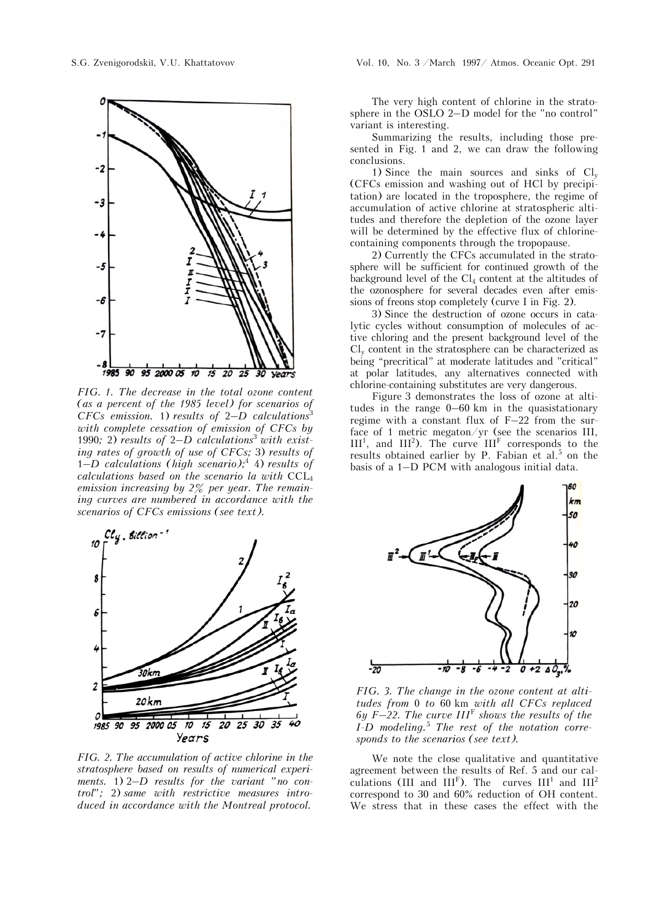FIG. 1. *The decrease in the total ozone content (as a percent of the 1985 level) for scenarios of CFCs emission.* 1) *results of 2–D calculations*[3] *with complete cessation of emission of CFCs by 1990;* 2) *results of 2–D calculations*[3] *with existing rates of growth of use of CFCs;* 3) *results of 1–D calculations (high scenario);*[4] 4) *results of calculations based on the scenario Ia with* $CCL_4$ *emission increasing by 2% per year. The remaining curves are numbered in accordance with the scenarios of CFCs emissions (see text).*

FIG. 2. *The accumulation of active chlorine in the stratosphere based on results of numerical experiments.* 1) *2–D results for the variant "no control";* 2) *same with restrictive measures introduced in accordance with the Montreal protocol.*

The very high content of chlorine in the stratosphere in the OSLO 2–D model for the "no control" variant is interesting.

Summarizing the results, including those presented in Fig. 1 and 2, we can draw the following conclusions.

1) Since the main sources and sinks of $Cl_y$ (CFCs emission and washing out of HCl by precipitation) are located in the troposphere, the regime of accumulation of active chlorine at stratospheric altitudes and therefore the depletion of the ozone layer will be determined by the effective flux of chlorine-containing components through the tropopause.

2) Currently the CFCs accumulated in the stratosphere will be sufficient for continued growth of the background level of the $Cl_4$ content at the altitudes of the ozonosphere for several decades even after emissions of freons stop completely (curve I in Fig. 2).

3) Since the destruction of ozone occurs in catalytic cycles without consumption of molecules of active chloring and the present background level of the $Cl_y$ content in the stratosphere can be characterized as being "precritical" at moderate latitudes and "critical" at polar latitudes, any alternatives connected with chlorine-containing substitutes are very dangerous.

Figure 3 demonstrates the loss of ozone at altitudes in the range 0–60 km in the quasistationary regime with a constant flux of F–22 from the surface of 1 metric megaton/yr (see the scenarios III, $III^1$, and $III^2$). The curve $III^F$ corresponds to the results obtained earlier by P. Fabian et al.[5] on the basis of a 1–D PCM with analogous initial data.

FIG. 3. *The change in the ozone content at altitudes from 0 to 60 km with all CFCs replaced 6y F–22. The curve* $III^F$ *shows the results of the I-D modeling.*[5] *The rest of the notation corresponds to the scenarios (see text).*

We note the close qualitative and quantitative agreement between the results of Ref. 5 and our calculations (III and $III^F$). The curves $III^1$ and $III^2$ correspond to 30 and 60% reduction of OH content. We stress that in these cases the effect with the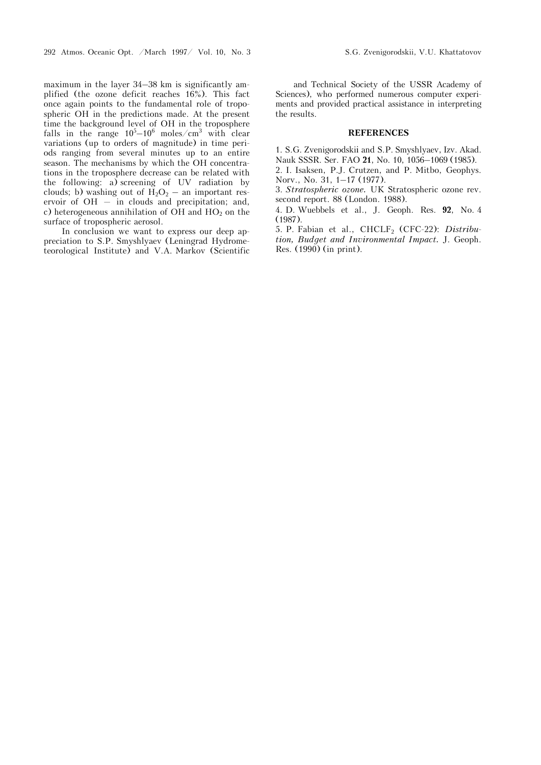maximum in the layer 34–38 km is significantly amplified (the ozone deficit reaches 16%). This fact once again points to the fundamental role of tropospheric OH in the predictions made. At the present time the background level of OH in the troposphere falls in the range $10^5$–$10^6$ moles/cm$^3$ with clear variations (up to orders of magnitude) in time periods ranging from several minutes up to an entire season. The mechanisms by which the OH concentrations in the troposphere decrease can be related with the following: a) screening of UV radiation by clouds; b) washing out of $H_2O_2$ – an important reservoir of OH – in clouds and precipitation; and, c) heterogeneous annihilation of OH and $HO_2$ on the surface of tropospheric aerosol.

In conclusion we want to express our deep appreciation to S.P. Smyshlyaev (Leningrad Hydrometeorological Institute) and V.A. Markov (Scientific and Technical Society of the USSR Academy of Sciences), who performed numerous computer experiments and provided practical assistance in interpreting the results.

## REFERENCES

1. S.G. Zvenigorodskii and S.P. Smyshlyaev, Izv. Akad. Nauk SSSR. Ser. FAO **21**, No. 10, 1056–1069 (1985).
2. I. Isaksen, P.J. Crutzen, and P. Mitbo, Geophys. Norv., No. 31, 1–17 (1977).
3. *Stratospheric ozone.* UK Stratospheric ozone rev. second report. 88 (London. 1988).
4. D. Wuebbels et al., J. Geoph. Res. **92**, No. 4 (1987).
5. P. Fabian et al., $CHCLF_2$ (CFC-22): *Distribution, Budget and Invironmental Impact.* J. Geoph. Res. (1990) (in print).